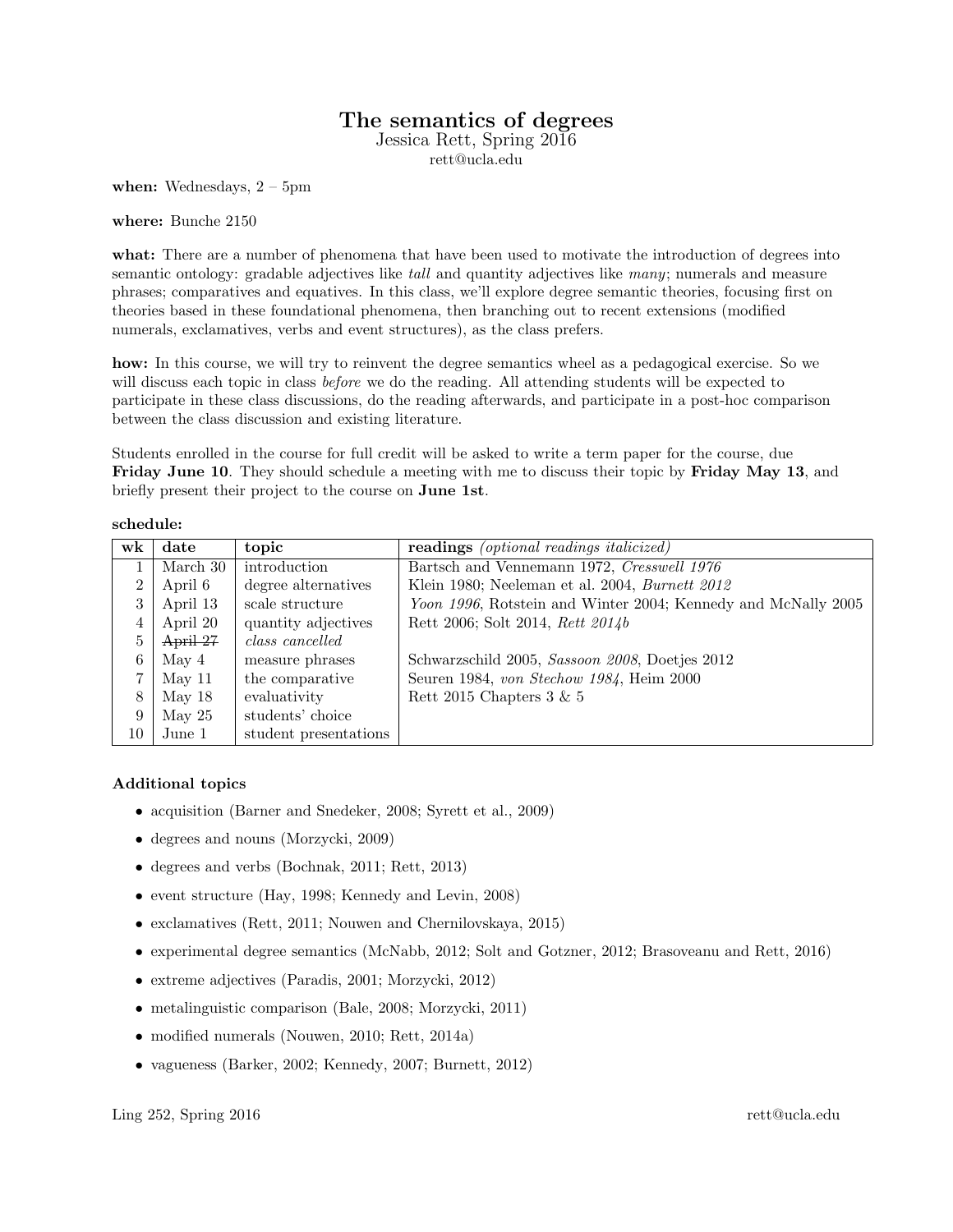# The semantics of degrees

Jessica Rett, Spring 2016

rett@ucla.edu

**when:** Wednesdays, 2 – 5pm

**where:** Bunche 2150

**what:** There are a number of phenomena that have been used to motivate the introduction of degrees into semantic ontology: gradable adjectives like *tall* and quantity adjectives like *many*; numerals and measure phrases; comparatives and equatives. In this class, we'll explore degree semantic theories, focusing first on theories based in these foundational phenomena, then branching out to recent extensions (modified numerals, exclamatives, verbs and event structures), as the class prefers.

**how:** In this course, we will try to reinvent the degree semantics wheel as a pedagogical exercise. So we will discuss each topic in class *before* we do the reading. All attending students will be expected to participate in these class discussions, do the reading afterwards, and participate in a post-hoc comparison between the class discussion and existing literature.

Students enrolled in the course for full credit will be asked to write a term paper for the course, due **Friday June 10**. They should schedule a meeting with me to discuss their topic by **Friday May 13**, and briefly present their project to the course on **June 1st**.

**schedule:**

| wk | date | topic | readings *(optional readings italicized)* |
|---|---|---|---|
| 1 | March 30 | introduction | Bartsch and Vennemann 1972, *Cresswell 1976* |
| 2 | April 6 | degree alternatives | Klein 1980; Neeleman et al. 2004, *Burnett 2012* |
| 3 | April 13 | scale structure | *Yoon 1996*, Rotstein and Winter 2004; Kennedy and McNally 2005 |
| 4 | April 20 | quantity adjectives | Rett 2006; Solt 2014, *Rett 2014b* |
| 5 | ~~April 27~~ | *class cancelled* | |
| 6 | May 4 | measure phrases | Schwarzschild 2005, *Sassoon 2008*, Doetjes 2012 |
| 7 | May 11 | the comparative | Seuren 1984, *von Stechow 1984*, Heim 2000 |
| 8 | May 18 | evaluativity | Rett 2015 Chapters 3 & 5 |
| 9 | May 25 | students' choice | |
| 10 | June 1 | student presentations | |

### Additional topics

- acquisition (Barner and Snedeker, 2008; Syrett et al., 2009)
- degrees and nouns (Morzycki, 2009)
- degrees and verbs (Bochnak, 2011; Rett, 2013)
- event structure (Hay, 1998; Kennedy and Levin, 2008)
- exclamatives (Rett, 2011; Nouwen and Chernilovskaya, 2015)
- experimental degree semantics (McNabb, 2012; Solt and Gotzner, 2012; Brasoveanu and Rett, 2016)
- extreme adjectives (Paradis, 2001; Morzycki, 2012)
- metalinguistic comparison (Bale, 2008; Morzycki, 2011)
- modified numerals (Nouwen, 2010; Rett, 2014a)
- vagueness (Barker, 2002; Kennedy, 2007; Burnett, 2012)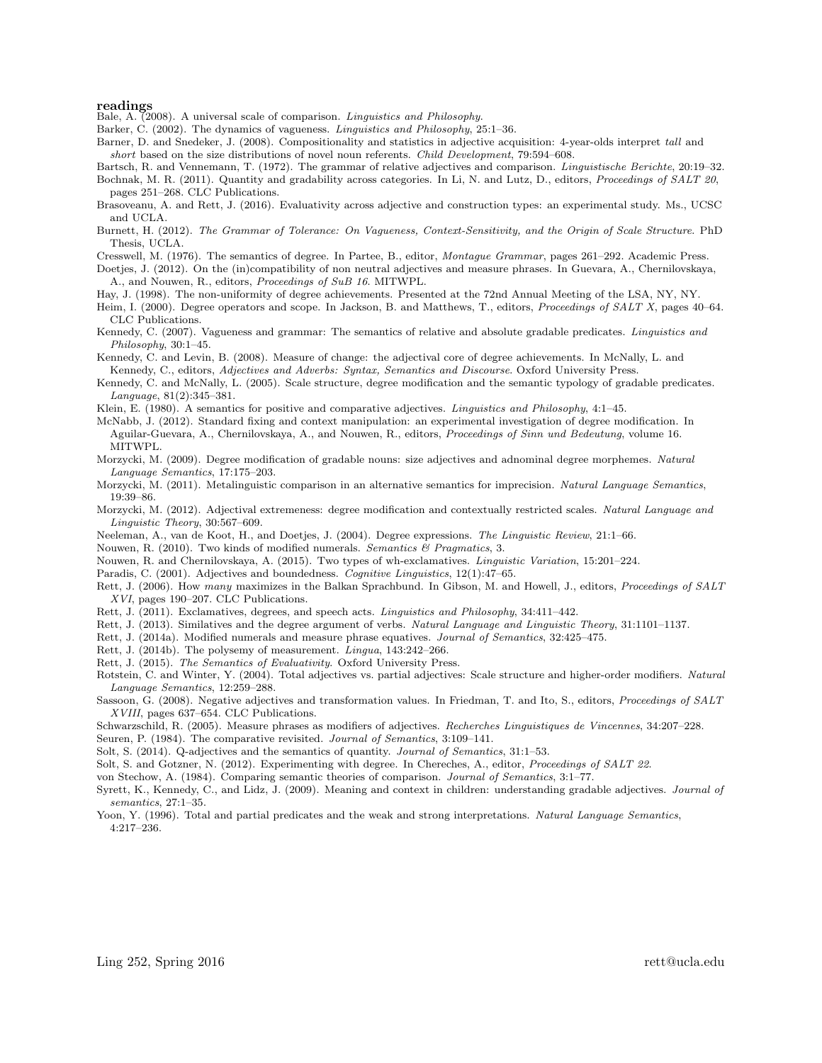## readings

Bale, A. (2008). A universal scale of comparison. *Linguistics and Philosophy*.

Barker, C. (2002). The dynamics of vagueness. *Linguistics and Philosophy*, 25:1–36.

Barner, D. and Snedeker, J. (2008). Compositionality and statistics in adjective acquisition: 4-year-olds interpret *tall* and *short* based on the size distributions of novel noun referents. *Child Development*, 79:594–608.

Bartsch, R. and Vennemann, T. (1972). The grammar of relative adjectives and comparison. *Linguistische Berichte*, 20:19–32.

Bochnak, M. R. (2011). Quantity and gradability across categories. In Li, N. and Lutz, D., editors, *Proceedings of SALT 20*, pages 251–268. CLC Publications.

Brasoveanu, A. and Rett, J. (2016). Evaluativity across adjective and construction types: an experimental study. Ms., UCSC and UCLA.

Burnett, H. (2012). *The Grammar of Tolerance: On Vagueness, Context-Sensitivity, and the Origin of Scale Structure*. PhD Thesis, UCLA.

Cresswell, M. (1976). The semantics of degree. In Partee, B., editor, *Montague Grammar*, pages 261–292. Academic Press.

Doetjes, J. (2012). On the (in)compatibility of non neutral adjectives and measure phrases. In Guevara, A., Chernilovskaya, A., and Nouwen, R., editors, *Proceedings of SuB 16*. MITWPL.

Hay, J. (1998). The non-uniformity of degree achievements. Presented at the 72nd Annual Meeting of the LSA, NY, NY.

Heim, I. (2000). Degree operators and scope. In Jackson, B. and Matthews, T., editors, *Proceedings of SALT X*, pages 40–64. CLC Publications.

Kennedy, C. (2007). Vagueness and grammar: The semantics of relative and absolute gradable predicates. *Linguistics and Philosophy*, 30:1–45.

Kennedy, C. and Levin, B. (2008). Measure of change: the adjectival core of degree achievements. In McNally, L. and Kennedy, C., editors, *Adjectives and Adverbs: Syntax, Semantics and Discourse*. Oxford University Press.

Kennedy, C. and McNally, L. (2005). Scale structure, degree modification and the semantic typology of gradable predicates. *Language*, 81(2):345–381.

Klein, E. (1980). A semantics for positive and comparative adjectives. *Linguistics and Philosophy*, 4:1–45.

McNabb, J. (2012). Standard fixing and context manipulation: an experimental investigation of degree modification. In Aguilar-Guevara, A., Chernilovskaya, A., and Nouwen, R., editors, *Proceedings of Sinn und Bedeutung*, volume 16. MITWPL.

Morzycki, M. (2009). Degree modification of gradable nouns: size adjectives and adnominal degree morphemes. *Natural Language Semantics*, 17:175–203.

Morzycki, M. (2011). Metalinguistic comparison in an alternative semantics for imprecision. *Natural Language Semantics*, 19:39–86.

Morzycki, M. (2012). Adjectival extremeness: degree modification and contextually restricted scales. *Natural Language and Linguistic Theory*, 30:567–609.

Neeleman, A., van de Koot, H., and Doetjes, J. (2004). Degree expressions. *The Linguistic Review*, 21:1–66.

Nouwen, R. (2010). Two kinds of modified numerals. *Semantics & Pragmatics*, 3.

Nouwen, R. and Chernilovskaya, A. (2015). Two types of wh-exclamatives. *Linguistic Variation*, 15:201–224.

Paradis, C. (2001). Adjectives and boundedness. *Cognitive Linguistics*, 12(1):47–65.

Rett, J. (2006). How *many* maximizes in the Balkan Sprachbund. In Gibson, M. and Howell, J., editors, *Proceedings of SALT XVI*, pages 190–207. CLC Publications.

Rett, J. (2011). Exclamatives, degrees, and speech acts. *Linguistics and Philosophy*, 34:411–442.

Rett, J. (2013). Similatives and the degree argument of verbs. *Natural Language and Linguistic Theory*, 31:1101–1137.

Rett, J. (2014a). Modified numerals and measure phrase equatives. *Journal of Semantics*, 32:425–475.

Rett, J. (2014b). The polysemy of measurement. *Lingua*, 143:242–266.

Rett, J. (2015). *The Semantics of Evaluativity*. Oxford University Press.

Rotstein, C. and Winter, Y. (2004). Total adjectives vs. partial adjectives: Scale structure and higher-order modifiers. *Natural Language Semantics*, 12:259–288.

Sassoon, G. (2008). Negative adjectives and transformation values. In Friedman, T. and Ito, S., editors, *Proceedings of SALT XVIII*, pages 637–654. CLC Publications.

Schwarzschild, R. (2005). Measure phrases as modifiers of adjectives. *Recherches Linguistiques de Vincennes*, 34:207–228.

Seuren, P. (1984). The comparative revisited. *Journal of Semantics*, 3:109–141.

Solt, S. (2014). Q-adjectives and the semantics of quantity. *Journal of Semantics*, 31:1–53.

Solt, S. and Gotzner, N. (2012). Experimenting with degree. In Chereches, A., editor, *Proceedings of SALT 22*.

von Stechow, A. (1984). Comparing semantic theories of comparison. *Journal of Semantics*, 3:1–77.

Syrett, K., Kennedy, C., and Lidz, J. (2009). Meaning and context in children: understanding gradable adjectives. *Journal of semantics*, 27:1–35.

Yoon, Y. (1996). Total and partial predicates and the weak and strong interpretations. *Natural Language Semantics*, 4:217–236.